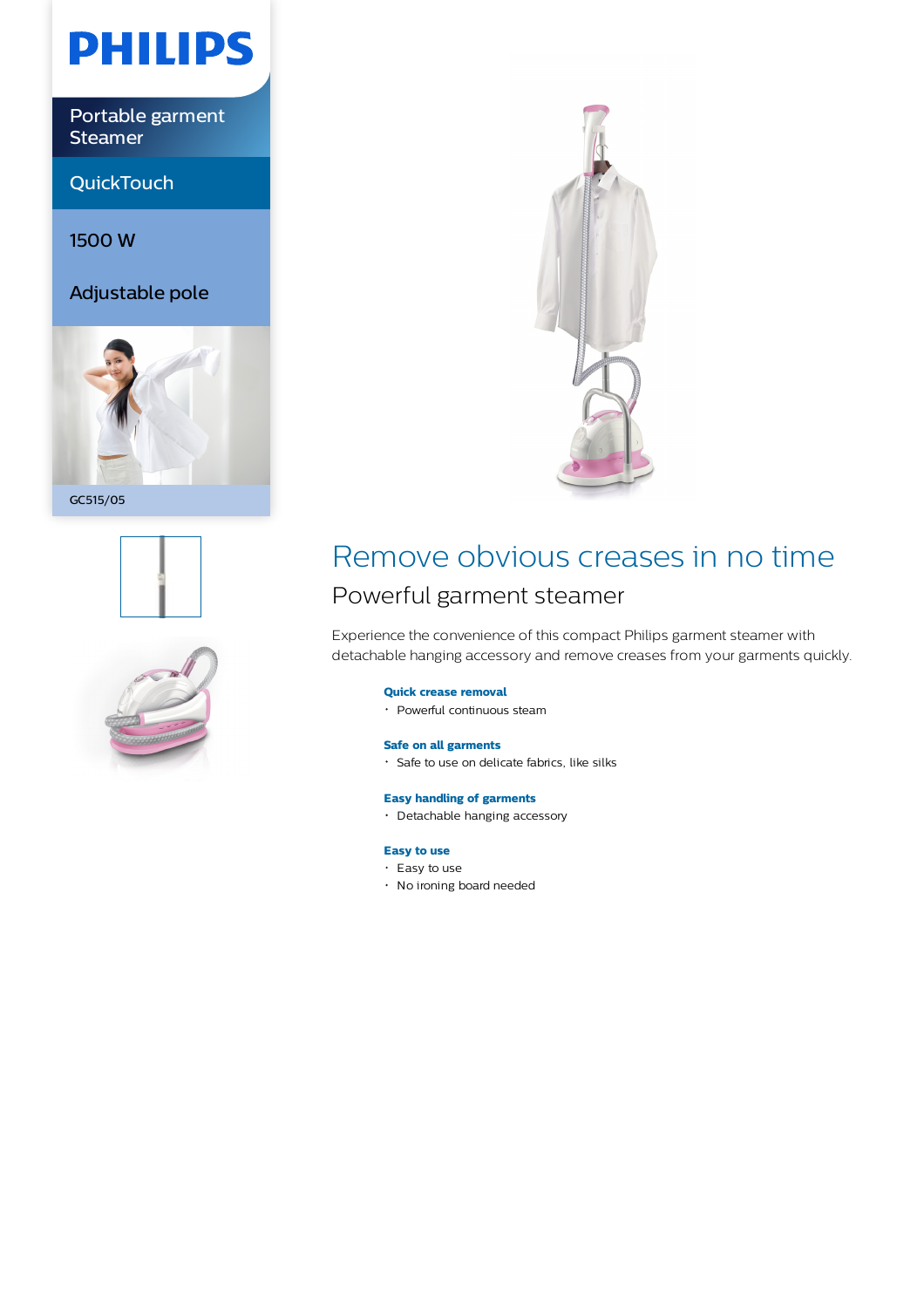PHILIPS

Portable garment Steamer

QuickTouch

1500 W

Adjustable pole

GC515/05

# Remove obvious creases in no time

## Powerful garment steamer

Experience the convenience of this compact Philips garment steamer with detachable hanging accessory and remove creases from your garments quickly.

**Quick crease removal**
- Powerful continuous steam

**Safe on all garments**
- Safe to use on delicate fabrics, like silks

**Easy handling of garments**
- Detachable hanging accessory

**Easy to use**
- Easy to use
- No ironing board needed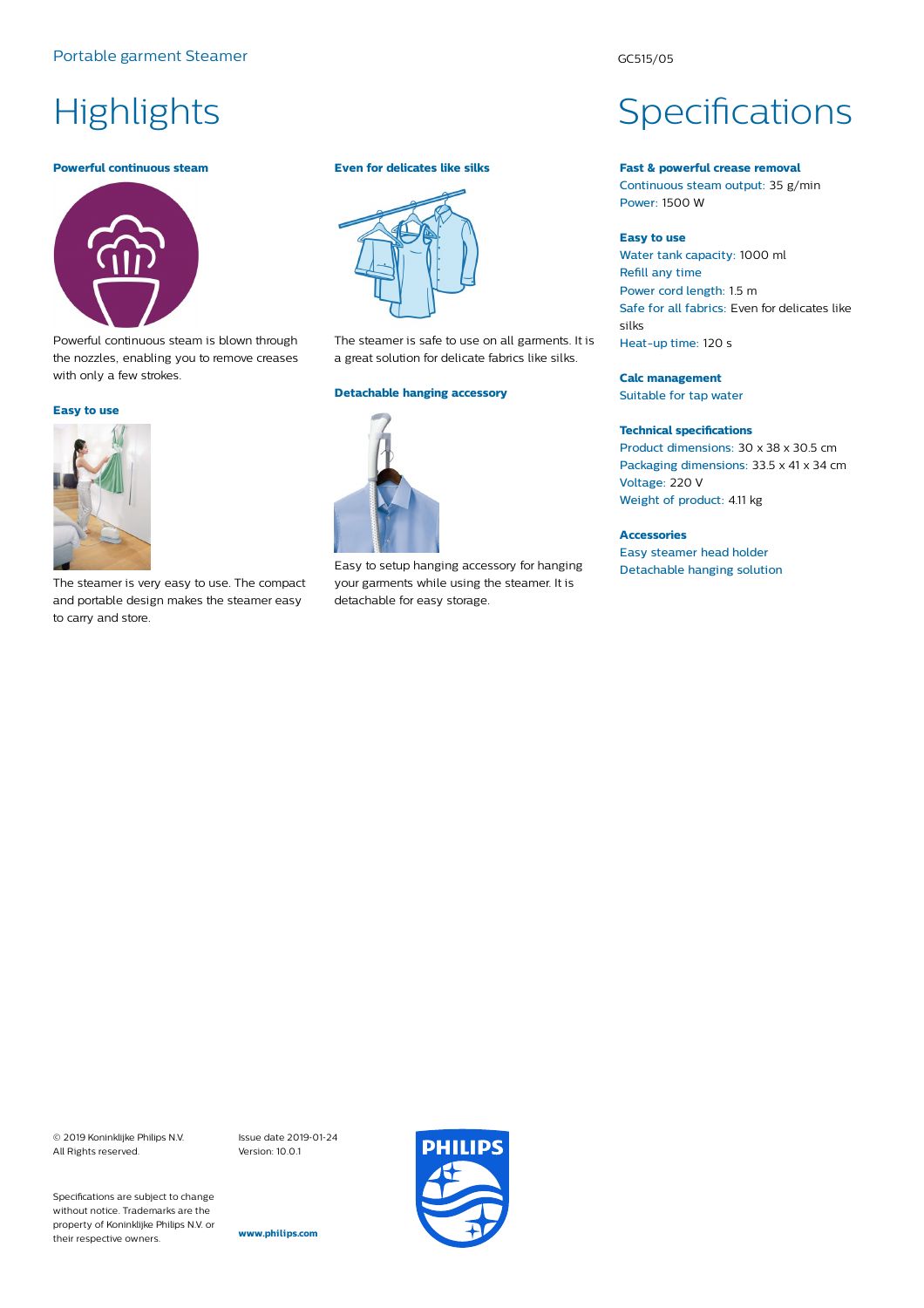Portable garment Steamer

GC515/05

# Highlights

### Powerful continuous steam

Powerful continuous steam is blown through the nozzles, enabling you to remove creases with only a few strokes.

### Easy to use

The steamer is very easy to use. The compact and portable design makes the steamer easy to carry and store.

### Even for delicates like silks

The steamer is safe to use on all garments. It is a great solution for delicate fabrics like silks.

### Detachable hanging accessory

Easy to setup hanging accessory for hanging your garments while using the steamer. It is detachable for easy storage.

# Specifications

### Fast & powerful crease removal

- Continuous steam output: 35 g/min
- Power: 1500 W

### Easy to use

- Water tank capacity: 1000 ml
- Refill any time
- Power cord length: 1.5 m
- Safe for all fabrics: Even for delicates like silks
- Heat-up time: 120 s

### Calc management

- Suitable for tap water

### Technical specifications

- Product dimensions: 30 x 38 x 30.5 cm
- Packaging dimensions: 33.5 x 41 x 34 cm
- Voltage: 220 V
- Weight of product: 4.11 kg

### Accessories

- Easy steamer head holder
- Detachable hanging solution

© 2019 Koninklijke Philips N.V.
All Rights reserved.

Issue date 2019-01-24
Version: 10.0.1

Specifications are subject to change without notice. Trademarks are the property of Koninklijke Philips N.V. or their respective owners.

www.philips.com